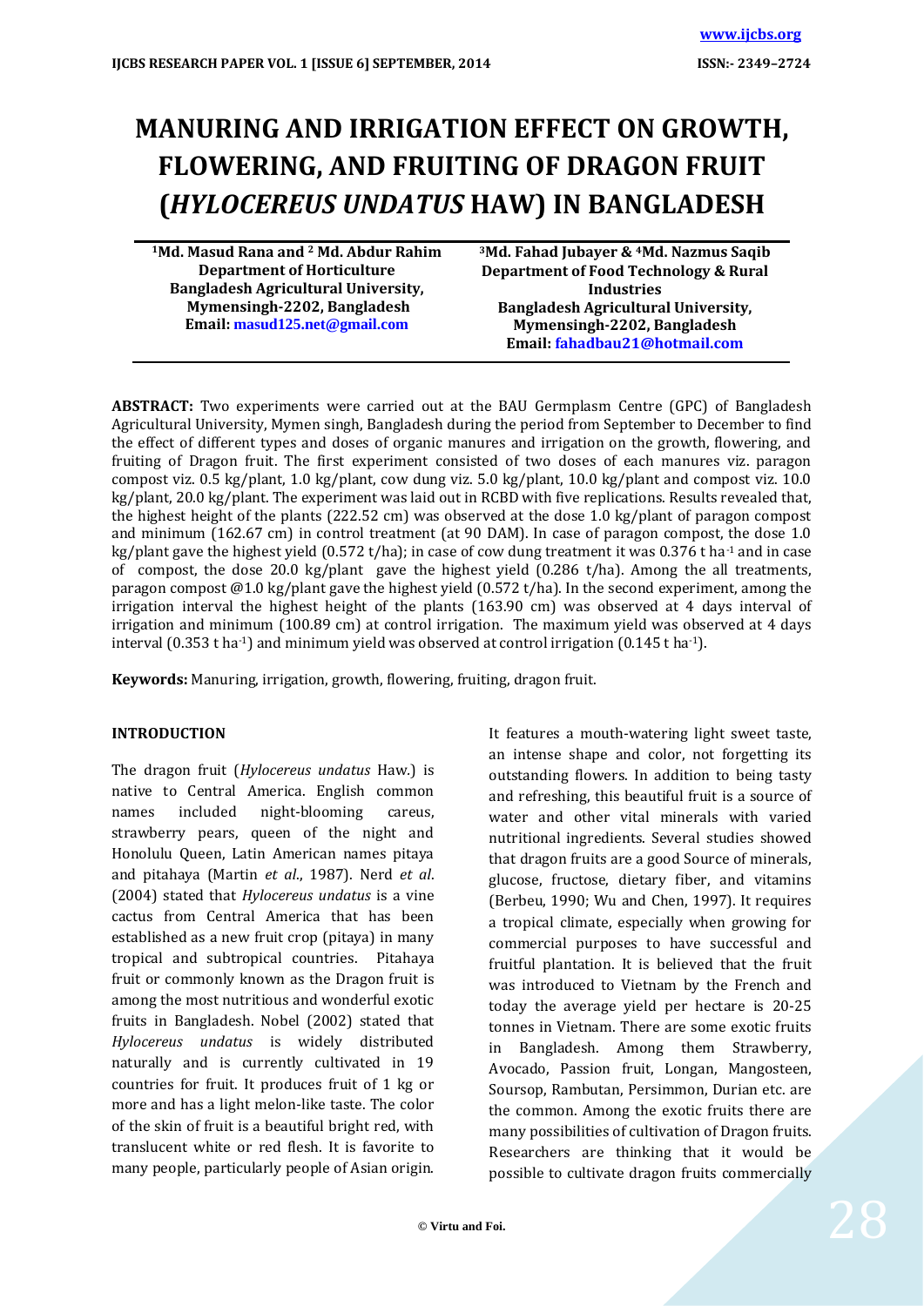# MANURING AND IRRIGATION EFFECT ON GROWTH, FLOWERING, AND FRUITING OF DRAGON FRUIT (*HYLOCEREUS UNDATUS* HAW) IN BANGLADESH

**[1]Md. Masud Rana and [2] Md. Abdur Rahim**
**Department of Horticulture**
**Bangladesh Agricultural University, Mymensingh-2202, Bangladesh**
**Email: masud125.net@gmail.com**

**[3]Md. Fahad Jubayer & [4]Md. Nazmus Saqib**
**Department of Food Technology & Rural Industries**
**Bangladesh Agricultural University, Mymensingh-2202, Bangladesh**
**Email: fahadbau21@hotmail.com**

**ABSTRACT:** Two experiments were carried out at the BAU Germplasm Centre (GPC) of Bangladesh Agricultural University, Mymen singh, Bangladesh during the period from September to December to find the effect of different types and doses of organic manures and irrigation on the growth, flowering, and fruiting of Dragon fruit. The first experiment consisted of two doses of each manures viz. paragon compost viz. 0.5 kg/plant, 1.0 kg/plant, cow dung viz. 5.0 kg/plant, 10.0 kg/plant and compost viz. 10.0 kg/plant, 20.0 kg/plant. The experiment was laid out in RCBD with five replications. Results revealed that, the highest height of the plants (222.52 cm) was observed at the dose 1.0 kg/plant of paragon compost and minimum (162.67 cm) in control treatment (at 90 DAM). In case of paragon compost, the dose 1.0 kg/plant gave the highest yield (0.572 t/ha); in case of cow dung treatment it was 0.376 t $ha^{-1}$ and in case of compost, the dose 20.0 kg/plant gave the highest yield (0.286 t/ha). Among the all treatments, paragon compost @1.0 kg/plant gave the highest yield (0.572 t/ha). In the second experiment, among the irrigation interval the highest height of the plants (163.90 cm) was observed at 4 days interval of irrigation and minimum (100.89 cm) at control irrigation. The maximum yield was observed at 4 days interval (0.353 t $ha^{-1}$) and minimum yield was observed at control irrigation (0.145 t $ha^{-1}$).

**Keywords:** Manuring, irrigation, growth, flowering, fruiting, dragon fruit.

## INTRODUCTION

The dragon fruit (*Hylocereus undatus* Haw.) is native to Central America. English common names included night-blooming careus, strawberry pears, queen of the night and Honolulu Queen, Latin American names pitaya and pitahaya (Martin *et al*., 1987). Nerd *et al*. (2004) stated that *Hylocereus undatus* is a vine cactus from Central America that has been established as a new fruit crop (pitaya) in many tropical and subtropical countries. Pitahaya fruit or commonly known as the Dragon fruit is among the most nutritious and wonderful exotic fruits in Bangladesh. Nobel (2002) stated that *Hylocereus undatus* is widely distributed naturally and is currently cultivated in 19 countries for fruit. It produces fruit of 1 kg or more and has a light melon-like taste. The color of the skin of fruit is a beautiful bright red, with translucent white or red flesh. It is favorite to many people, particularly people of Asian origin. It features a mouth-watering light sweet taste, an intense shape and color, not forgetting its outstanding flowers. In addition to being tasty and refreshing, this beautiful fruit is a source of water and other vital minerals with varied nutritional ingredients. Several studies showed that dragon fruits are a good Source of minerals, glucose, fructose, dietary fiber, and vitamins (Berbeu, 1990; Wu and Chen, 1997). It requires a tropical climate, especially when growing for commercial purposes to have successful and fruitful plantation. It is believed that the fruit was introduced to Vietnam by the French and today the average yield per hectare is 20-25 tonnes in Vietnam. There are some exotic fruits in Bangladesh. Among them Strawberry, Avocado, Passion fruit, Longan, Mangosteen, Soursop, Rambutan, Persimmon, Durian etc. are the common. Among the exotic fruits there are many possibilities of cultivation of Dragon fruits. Researchers are thinking that it would be possible to cultivate dragon fruits commercially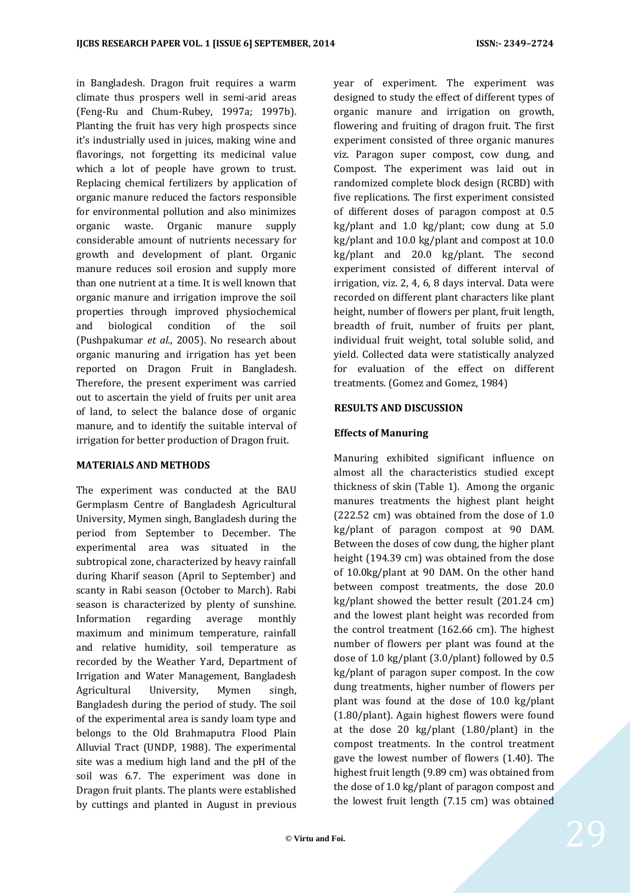in Bangladesh. Dragon fruit requires a warm climate thus prospers well in semi-arid areas (Feng-Ru and Chum-Rubey, 1997a; 1997b). Planting the fruit has very high prospects since it's industrially used in juices, making wine and flavorings, not forgetting its medicinal value which a lot of people have grown to trust. Replacing chemical fertilizers by application of organic manure reduced the factors responsible for environmental pollution and also minimizes organic waste. Organic manure supply considerable amount of nutrients necessary for growth and development of plant. Organic manure reduces soil erosion and supply more than one nutrient at a time. It is well known that organic manure and irrigation improve the soil properties through improved physiochemical and biological condition of the soil (Pushpakumar *et al.*, 2005). No research about organic manuring and irrigation has yet been reported on Dragon Fruit in Bangladesh. Therefore, the present experiment was carried out to ascertain the yield of fruits per unit area of land, to select the balance dose of organic manure, and to identify the suitable interval of irrigation for better production of Dragon fruit.

## MATERIALS AND METHODS

The experiment was conducted at the BAU Germplasm Centre of Bangladesh Agricultural University, Mymen singh, Bangladesh during the period from September to December. The experimental area was situated in the subtropical zone, characterized by heavy rainfall during Kharif season (April to September) and scanty in Rabi season (October to March). Rabi season is characterized by plenty of sunshine. Information regarding average monthly maximum and minimum temperature, rainfall and relative humidity, soil temperature as recorded by the Weather Yard, Department of Irrigation and Water Management, Bangladesh Agricultural University, Mymen singh, Bangladesh during the period of study. The soil of the experimental area is sandy loam type and belongs to the Old Brahmaputra Flood Plain Alluvial Tract (UNDP, 1988). The experimental site was a medium high land and the pH of the soil was 6.7. The experiment was done in Dragon fruit plants. The plants were established by cuttings and planted in August in previous year of experiment. The experiment was designed to study the effect of different types of organic manure and irrigation on growth, flowering and fruiting of dragon fruit. The first experiment consisted of three organic manures viz. Paragon super compost, cow dung, and Compost. The experiment was laid out in randomized complete block design (RCBD) with five replications. The first experiment consisted of different doses of paragon compost at 0.5 kg/plant and 1.0 kg/plant; cow dung at 5.0 kg/plant and 10.0 kg/plant and compost at 10.0 kg/plant and 20.0 kg/plant. The second experiment consisted of different interval of irrigation, viz. 2, 4, 6, 8 days interval. Data were recorded on different plant characters like plant height, number of flowers per plant, fruit length, breadth of fruit, number of fruits per plant, individual fruit weight, total soluble solid, and yield. Collected data were statistically analyzed for evaluation of the effect on different treatments. (Gomez and Gomez, 1984)

## RESULTS AND DISCUSSION

### Effects of Manuring

Manuring exhibited significant influence on almost all the characteristics studied except thickness of skin (Table 1). Among the organic manures treatments the highest plant height (222.52 cm) was obtained from the dose of 1.0 kg/plant of paragon compost at 90 DAM. Between the doses of cow dung, the higher plant height (194.39 cm) was obtained from the dose of 10.0kg/plant at 90 DAM. On the other hand between compost treatments, the dose 20.0 kg/plant showed the better result (201.24 cm) and the lowest plant height was recorded from the control treatment (162.66 cm). The highest number of flowers per plant was found at the dose of 1.0 kg/plant (3.0/plant) followed by 0.5 kg/plant of paragon super compost. In the cow dung treatments, higher number of flowers per plant was found at the dose of 10.0 kg/plant (1.80/plant). Again highest flowers were found at the dose 20 kg/plant (1.80/plant) in the compost treatments. In the control treatment gave the lowest number of flowers (1.40). The highest fruit length (9.89 cm) was obtained from the dose of 1.0 kg/plant of paragon compost and the lowest fruit length (7.15 cm) was obtained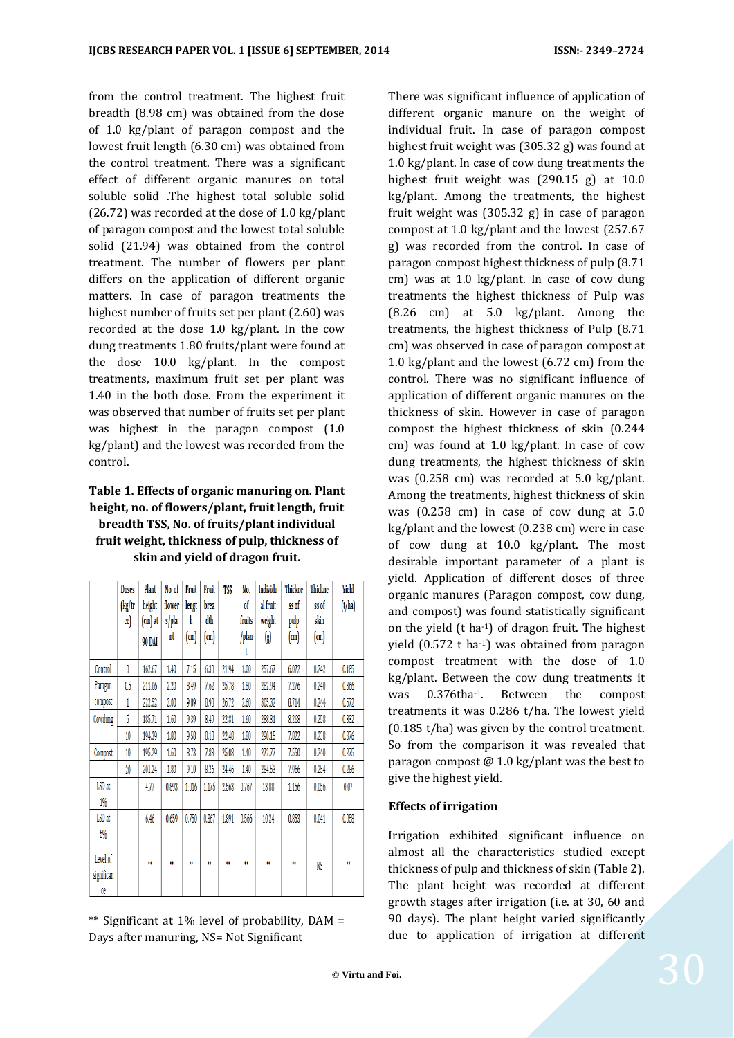from the control treatment. The highest fruit breadth (8.98 cm) was obtained from the dose of 1.0 kg/plant of paragon compost and the lowest fruit length (6.30 cm) was obtained from the control treatment. There was a significant effect of different organic manures on total soluble solid .The highest total soluble solid (26.72) was recorded at the dose of 1.0 kg/plant of paragon compost and the lowest total soluble solid (21.94) was obtained from the control treatment. The number of flowers per plant differs on the application of different organic matters. In case of paragon compost treatments the highest number of fruits set per plant (2.60) was recorded at the dose 1.0 kg/plant. In the cow dung treatments 1.80 fruits/plant were found at the dose 10.0 kg/plant. In the compost treatments, maximum fruit set per plant was 1.40 in the both dose. From the experiment it was observed that number of fruits set per plant was highest in the paragon compost (1.0 kg/plant) and the lowest was recorded from the control.

**Table 1. Effects of organic manuring on. Plant height, no. of flowers/plant, fruit length, fruit breadth TSS, No. of fruits/plant individual fruit weight, thickness of pulp, thickness of skin and yield of dragon fruit.**

| | Doses (kg/tree) | Plant height (cm) at 90 DAI | No. of flowers/plant | Fruit length (cm) | Fruit breadth (cm) | TSS | No. of fruits/plant | Individual fruit weight (g) | Thickness of pulp (cm) | Thickness of skin (cm) | Yield (t/ha) |
|---|---|---|---|---|---|---|---|---|---|---|---|
| Control | 0 | 162.67 | 1.40 | 7.15 | 6.30 | 21.94 | 1.00 | 257.67 | 6.072 | 0.242 | 0.185 |
| Paragon compost | 0.5 | 211.06 | 2.20 | 8.49 | 7.62 | 25.78 | 1.80 | 282.94 | 7.276 | 0.240 | 0.366 |
| | 1 | 222.52 | 3.00 | 9.89 | 8.98 | 26.72 | 2.60 | 305.32 | 8.714 | 0.244 | 0.572 |
| Cowdung | 5 | 185.71 | 1.60 | 9.39 | 8.49 | 22.81 | 1.60 | 288.31 | 8.268 | 0.258 | 0.332 |
| | 10 | 194.39 | 1.80 | 9.58 | 8.18 | 22.48 | 1.80 | 290.15 | 7.822 | 0.238 | 0.376 |
| Compost | 10 | 195.29 | 1.60 | 8.73 | 7.83 | 25.08 | 1.40 | 272.77 | 7.550 | 0.240 | 0.275 |
| | 20 | 201.24 | 1.80 | 9.10 | 8.26 | 24.46 | 1.40 | 284.53 | 7.966 | 0.254 | 0.286 |
| LSD at 1% | | 4.77 | 0.893 | 1.016 | 1.175 | 2.563 | 0.767 | 13.88 | 1.156 | 0.056 | 0.07 |
| LSD at 5% | | 6.46 | 0.659 | 0.750 | 0.867 | 1.891 | 0.566 | 10.24 | 0.853 | 0.041 | 0.058 |
| Level of significance | | ** | ** | ** | ** | ** | ** | ** | ** | NS | ** |

** Significant at 1% level of probability, DAM = Days after manuring, NS= Not Significant

There was significant influence of application of different organic manure on the weight of individual fruit. In case of paragon compost highest fruit weight was (305.32 g) was found at 1.0 kg/plant. In case of cow dung treatments the highest fruit weight was (290.15 g) at 10.0 kg/plant. Among the treatments, the highest fruit weight was (305.32 g) in case of paragon compost at 1.0 kg/plant and the lowest (257.67 g) was recorded from the control. In case of paragon compost highest thickness of pulp (8.71 cm) was at 1.0 kg/plant. In case of cow dung treatments the highest thickness of Pulp was (8.26 cm) at 5.0 kg/plant. Among the treatments, the highest thickness of Pulp (8.71 cm) was observed in case of paragon compost at 1.0 kg/plant and the lowest (6.72 cm) from the control. There was no significant influence of application of different organic manures on the thickness of skin. However in case of paragon compost the highest thickness of skin (0.244 cm) was found at 1.0 kg/plant. In case of cow dung treatments, the highest thickness of skin was (0.258 cm) was recorded at 5.0 kg/plant. Among the treatments, highest thickness of skin was (0.258 cm) in case of cow dung at 5.0 kg/plant and the lowest (0.238 cm) were in case of cow dung at 10.0 kg/plant. The most desirable important parameter of a plant is yield. Application of different doses of three organic manures (Paragon compost, cow dung, and compost) was found statistically significant on the yield (t $ha^{-1}$) of dragon fruit. The highest yield (0.572 t $ha^{-1}$) was obtained from paragon compost treatment with the dose of 1.0 kg/plant. Between the cow dung treatments it was 0.376t$ha^{-1}$. Between the compost treatments it was 0.286 t/ha. The lowest yield (0.185 t/ha) was given by the control treatment. So from the comparison it was revealed that paragon compost @ 1.0 kg/plant was the best to give the highest yield.

### Effects of irrigation

Irrigation exhibited significant influence on almost all the characteristics studied except thickness of pulp and thickness of skin (Table 2). The plant height was recorded at different growth stages after irrigation (i.e. at 30, 60 and 90 days). The plant height varied significantly due to application of irrigation at different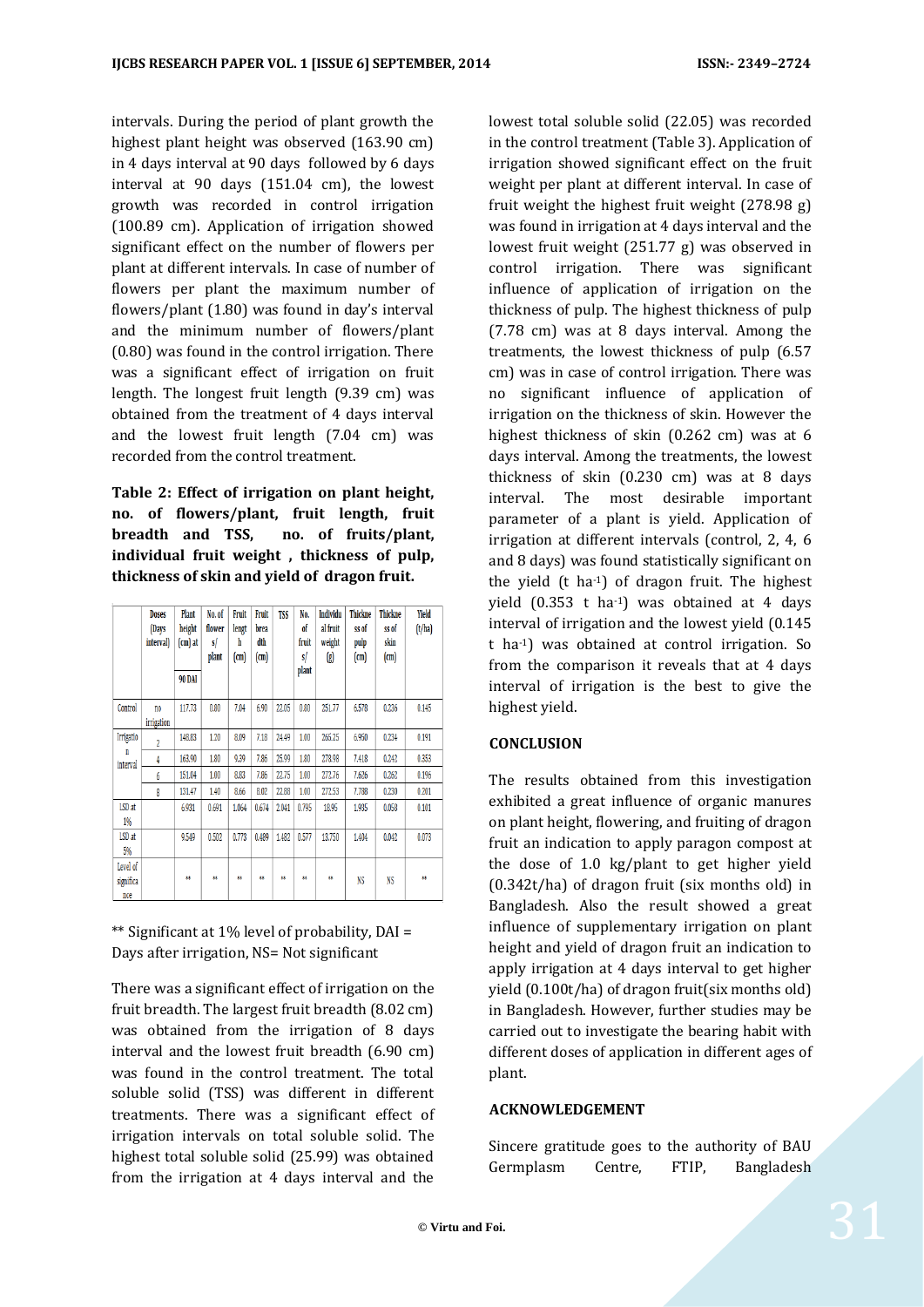intervals. During the period of plant growth the highest plant height was observed (163.90 cm) in 4 days interval at 90 days followed by 6 days interval at 90 days (151.04 cm), the lowest growth was recorded in control irrigation (100.89 cm). Application of irrigation showed significant effect on the number of flowers per plant at different intervals. In case of number of flowers per plant the maximum number of flowers/plant (1.80) was found in day's interval and the minimum number of flowers/plant (0.80) was found in the control irrigation. There was a significant effect of irrigation on fruit length. The longest fruit length (9.39 cm) was obtained from the treatment of 4 days interval and the lowest fruit length (7.04 cm) was recorded from the control treatment.

**Table 2: Effect of irrigation on plant height, no. of flowers/plant, fruit length, fruit breadth and TSS, no. of fruits/plant, individual fruit weight , thickness of pulp, thickness of skin and yield of dragon fruit.**

| | Doses (Days interval) | Plant height (cm) at 90 DAI | No. of flowers/ plant | Fruit length (cm) | Fruit breadth (cm) | TSS | No. of fruits/ plant | Individual fruit weight (g) | Thickness of pulp (cm) | Thickness of skin (cm) | Yield (t/ha) |
|---|---|---|---|---|---|---|---|---|---|---|---|
| Control | no irrigation | 117.73 | 0.80 | 7.04 | 6.90 | 22.05 | 0.80 | 251.77 | 6.578 | 0.236 | 0.145 |
| Irrigation interval | 2 | 140.83 | 1.20 | 8.09 | 7.18 | 24.49 | 1.00 | 265.25 | 6.950 | 0.234 | 0.191 |
| | 4 | 163.90 | 1.80 | 9.39 | 7.86 | 25.99 | 1.80 | 278.98 | 7.418 | 0.242 | 0.353 |
| | 6 | 151.04 | 1.00 | 8.83 | 7.86 | 22.75 | 1.00 | 272.76 | 7.626 | 0.262 | 0.196 |
| | 8 | 131.47 | 1.40 | 8.66 | 8.02 | 22.88 | 1.00 | 272.53 | 7.788 | 0.230 | 0.201 |
| LSD at 1% | | 6.931 | 0.691 | 1.064 | 0.674 | 2.041 | 0.795 | 18.95 | 1.935 | 0.060 | 0.101 |
| LSD at 5% | | 9.549 | 0.502 | 0.773 | 0.489 | 1.482 | 0.577 | 13.750 | 1.404 | 0.042 | 0.073 |
| Level of significance | | ** | ** | ** | ** | ** | ** | ** | NS | NS | ** |

** Significant at 1% level of probability, DAI = Days after irrigation, NS= Not significant

There was a significant effect of irrigation on the fruit breadth. The largest fruit breadth (8.02 cm) was obtained from the treatment of 8 days interval and the lowest fruit breadth (6.90 cm) was found in the control treatment. The total soluble solid (TSS) was different in different treatments. There was a significant effect of irrigation intervals on total soluble solid. The highest total soluble solid (25.99) was obtained from the irrigation at 4 days interval and the lowest total soluble solid (22.05) was recorded in the control treatment (Table 3). Application of irrigation showed significant effect on the fruit weight per plant at different interval. In case of fruit weight the highest fruit weight (278.98 g) was found in irrigation at 4 days interval and the lowest fruit weight (251.77 g) was observed in control irrigation. There was significant influence of application of irrigation on the thickness of pulp. The highest thickness of pulp (7.78 cm) was at 8 days interval. Among the treatments, the lowest thickness of pulp (6.57 cm) was in case of control irrigation. There was no significant influence of application of irrigation on the thickness of skin. However the highest thickness of skin (0.262 cm) was at 6 days interval. Among the treatments, the lowest thickness of skin (0.230 cm) was at 8 days interval. The most desirable important parameter of a plant is yield. Application of irrigation at different intervals (control, 2, 4, 6 and 8 days) was found statistically significant on the yield (t $ha^{-1}$) of dragon fruit. The highest yield (0.353 t $ha^{-1}$) was obtained at 4 days interval of irrigation and the lowest yield (0.145 t $ha^{-1}$) was obtained at control irrigation. So from the comparison it reveals that at 4 days interval of irrigation is the best to give the highest yield.

## CONCLUSION

The results obtained from this investigation exhibited a great influence of organic manures on plant height, flowering, and fruiting of dragon fruit an indication to apply paragon compost at the dose of 1.0 kg/plant to get higher yield (0.342t/ha) of dragon fruit (six months old) in Bangladesh. Also the result showed a great influence of supplementary irrigation on plant height and yield of dragon fruit an indication to apply irrigation at 4 days interval to get higher yield (0.100t/ha) of dragon fruit(six months old) in Bangladesh. However, further studies may be carried out to investigate the bearing habit with different doses of application in different ages of plant.

## ACKNOWLEDGEMENT

Sincere gratitude goes to the authority of BAU Germplasm Centre, FTIP, Bangladesh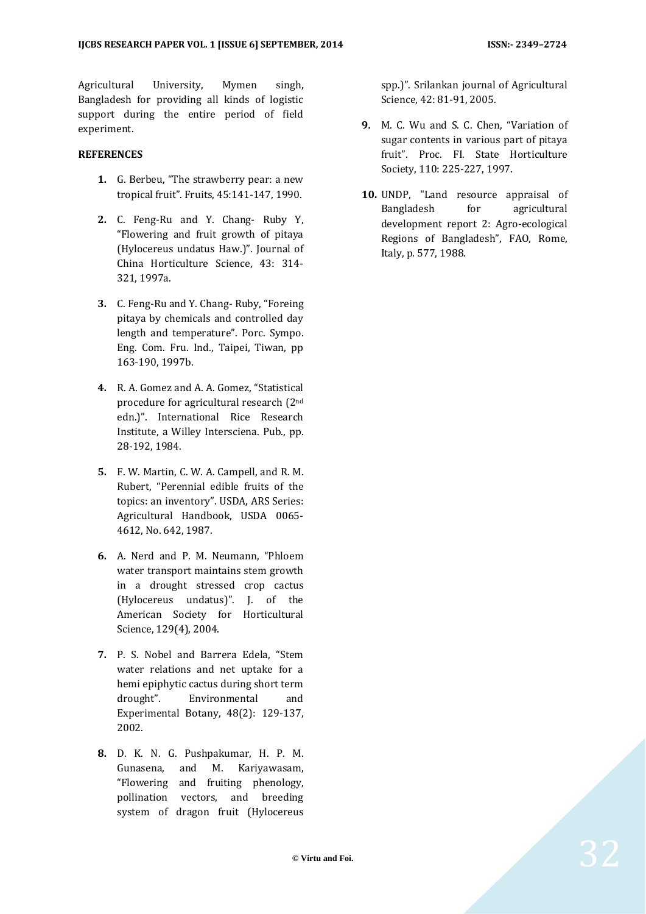Agricultural University, Mymen singh, Bangladesh for providing all kinds of logistic support during the entire period of field experiment.

**REFERENCES**

1. G. Berbeu, "The strawberry pear: a new tropical fruit". Fruits, 45:141-147, 1990.
2. C. Feng-Ru and Y. Chang- Ruby Y, "Flowering and fruit growth of pitaya (Hylocereus undatus Haw.)". Journal of China Horticulture Science, 43: 314-321, 1997a.
3. C. Feng-Ru and Y. Chang- Ruby, "Foreing pitaya by chemicals and controlled day length and temperature". Porc. Sympo. Eng. Com. Fru. Ind., Taipei, Tiwan, pp 163-190, 1997b.
4. R. A. Gomez and A. A. Gomez, "Statistical procedure for agricultural research (2nd edn.)". International Rice Research Institute, a Willey Intersciena. Pub., pp. 28-192, 1984.
5. F. W. Martin, C. W. A. Campell, and R. M. Rubert, "Perennial edible fruits of the topics: an inventory". USDA, ARS Series: Agricultural Handbook, USDA 0065-4612, No. 642, 1987.
6. A. Nerd and P. M. Neumann, "Phloem water transport maintains stem growth in a drought stressed crop cactus (Hylocereus undatus)". J. of the American Society for Horticultural Science, 129(4), 2004.
7. P. S. Nobel and Barrera Edela, "Stem water relations and net uptake for a hemi epiphytic cactus during short term drought". Environmental and Experimental Botany, 48(2): 129-137, 2002.
8. D. K. N. G. Pushpakumar, H. P. M. Gunasena, and M. Kariyawasam, "Flowering and fruiting phenology, pollination vectors, and breeding system of dragon fruit (Hylocereus spp.)". Srilankan journal of Agricultural Science, 42: 81-91, 2005.
9. M. C. Wu and S. C. Chen, "Variation of sugar contents in various part of pitaya fruit". Proc. FI. State Horticulture Society, 110: 225-227, 1997.
10. UNDP, "Land resource appraisal of Bangladesh for agricultural development report 2: Agro-ecological Regions of Bangladesh", FAO, Rome, Italy, p. 577, 1988.

© Virtu and Foi.